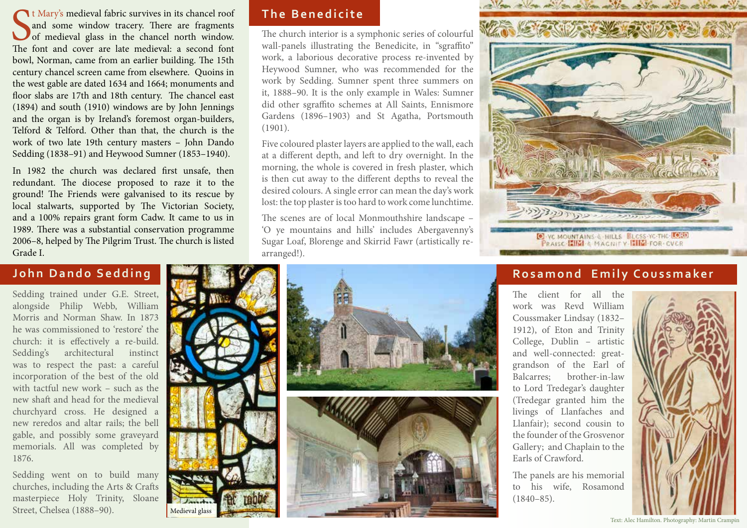St Mary's medieval fabric survives in its chancel roof and some window tracery. There are fragments of medieval glass in the chancel north window. The font and cover are late medieval: a second font bowl, Norman, came from an earlier building. The 15th century chancel screen came from elsewhere. Quoins in the west gable are dated 1634 and 1664; monuments and floor slabs are 17th and 18th century. The chancel east (1894) and south (1910) windows are by John Jennings and the organ is by Ireland's foremost organ-builders, Telford & Telford. Other than that, the church is the work of two late 19th century masters – John Dando Sedding (1838–91) and Heywood Sumner (1853–1940).

In 1982 the church was declared first unsafe, then redundant. The diocese proposed to raze it to the ground! The Friends were galvanised to its rescue by local stalwarts, supported by The Victorian Society, and a 100% repairs grant form Cadw. It came to us in 1989. There was a substantial conservation programme 2006–8, helped by The Pilgrim Trust. The church is listed Grade I.

## The Benedicite

The church interior is a symphonic series of colourful wall-panels illustrating the Benedicite, in "sgraffito" work, a laborious decorative process re-invented by Heywood Sumner, who was recommended for the work by Sedding. Sumner spent three summers on it, 1888–90. It is the only example in Wales: Sumner did other sgraffito schemes at All Saints, Ennismore Gardens (1896–1903) and St Agatha, Portsmouth (1901).

Five coloured plaster layers are applied to the wall, each at a different depth, and left to dry overnight. In the morning, the whole is covered in fresh plaster, which is then cut away to the different depths to reveal the desired colours. A single error can mean the day's work lost: the top plaster is too hard to work come lunchtime.

The scenes are of local Monmouthshire landscape – 'O ye mountains and hills' includes Abergavenny's Sugar Loaf, Blorenge and Skirrid Fawr (artistically re-arranged!).

## John Dando Sedding

Sedding trained under G.E. Street, alongside Philip Webb, William Morris and Norman Shaw. In 1873 he was commissioned to 'restore' the church: it is effectively a re-build. Sedding's architectural instinct was to respect the past: a careful incorporation of the best of the old with tactful new work – such as the new shaft and head for the medieval churchyard cross. He designed a new reredos and altar rails; the bell gable, and possibly some graveyard memorials. All was completed by 1876.

Sedding went on to build many churches, including the Arts & Crafts masterpiece Holy Trinity, Sloane Street, Chelsea (1888–90).

Medieval glass

## Rosamond Emily Coussmaker

The client for all the work was Revd William Coussmaker Lindsay (1832–1912), of Eton and Trinity College, Dublin – artistic and well-connected: great-grandson of the Earl of Balcarres; brother-in-law to Lord Tredegar's daughter (Tredegar granted him the livings of Llanfaches and Llanfair); second cousin to the founder of the Grosvenor Gallery; and Chaplain to the Earls of Crawford.

The panels are his memorial to his wife, Rosamond (1840–85).

Text: Alec Hamilton. Photography: Martin Crampin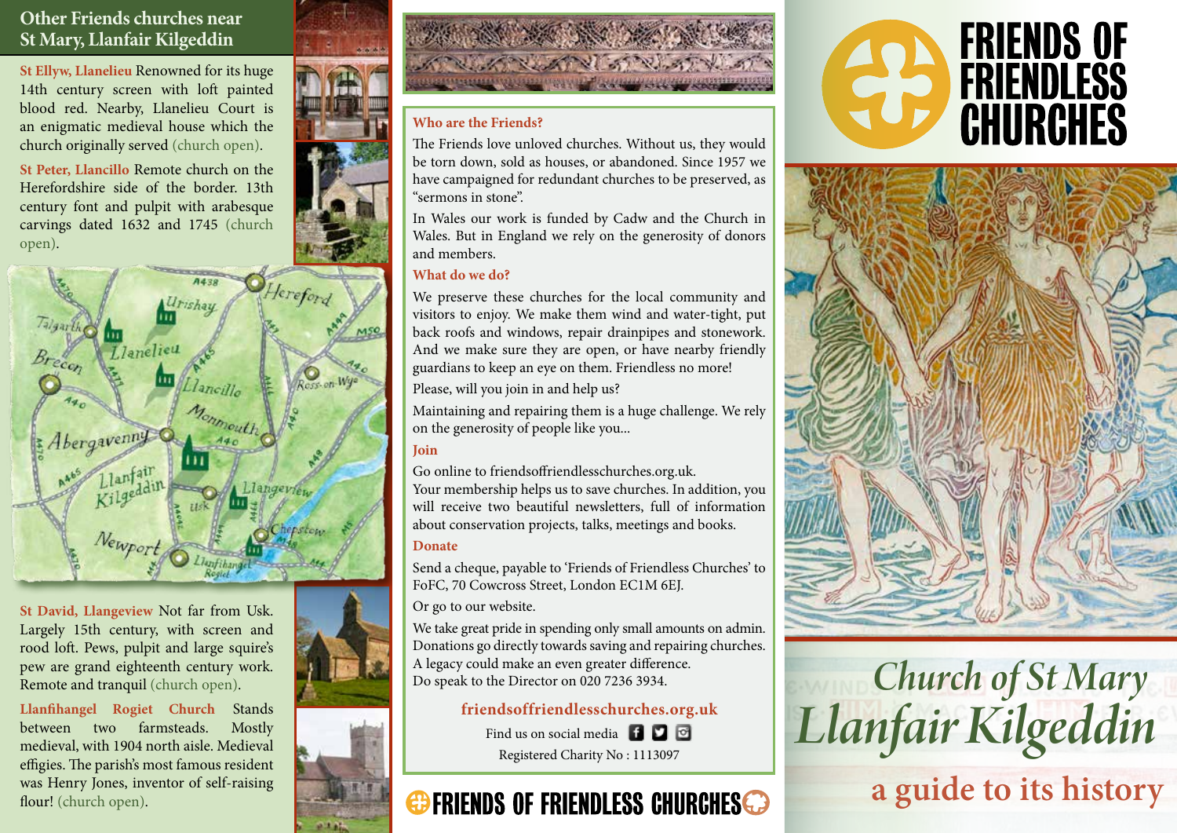## Other Friends churches near St Mary, Llanfair Kilgeddin

**St Ellyw, Llanelieu** Renowned for its huge 14th century screen with loft painted blood red. Nearby, Llanelieu Court is an enigmatic medieval house which the church originally served (church open).

**St Peter, Llancillo** Remote church on the Herefordshire side of the border. 13th century font and pulpit with arabesque carvings dated 1632 and 1745 (church open).

**St David, Llangeview** Not far from Usk. Largely 15th century, with screen and rood loft. Pews, pulpit and large squire's pew are grand eighteenth century work. Remote and tranquil (church open).

**Llanfihangel Rogiet Church** Stands between two farmsteads. Mostly medieval, with 1904 north aisle. Medieval effigies. The parish's most famous resident was Henry Jones, inventor of self-raising flour! (church open).

### Who are the Friends?

The Friends love unloved churches. Without us, they would be torn down, sold as houses, or abandoned. Since 1957 we have campaigned for redundant churches to be preserved, as "sermons in stone".

In Wales our work is funded by Cadw and the Church in Wales. But in England we rely on the generosity of donors and members.

### What do we do?

We preserve these churches for the local community and visitors to enjoy. We make them wind and water-tight, put back roofs and windows, repair drainpipes and stonework. And we make sure they are open, or have nearby friendly guardians to keep an eye on them. Friendless no more!

Please, will you join in and help us?

Maintaining and repairing them is a huge challenge. We rely on the generosity of people like you...

### Join

Go online to friendsoffriendlesschurches.org.uk.
Your membership helps us to save churches. In addition, you will receive two beautiful newsletters, full of information about conservation projects, talks, meetings and books.

### Donate

Send a cheque, payable to 'Friends of Friendless Churches' to FoFC, 70 Cowcross Street, London EC1M 6EJ.

Or go to our website.

We take great pride in spending only small amounts on admin. Donations go directly towards saving and repairing churches. A legacy could make an even greater difference.
Do speak to the Director on 020 7236 3934.

**friendsoffriendlesschurches.org.uk**

Find us on social media

Registered Charity No : 1113097

FRIENDS OF FRIENDLESS CHURCHES

# FRIENDS OF FRIENDLESS CHURCHES

# *Church of St Mary Llanfair Kilgeddin*

## a guide to its history